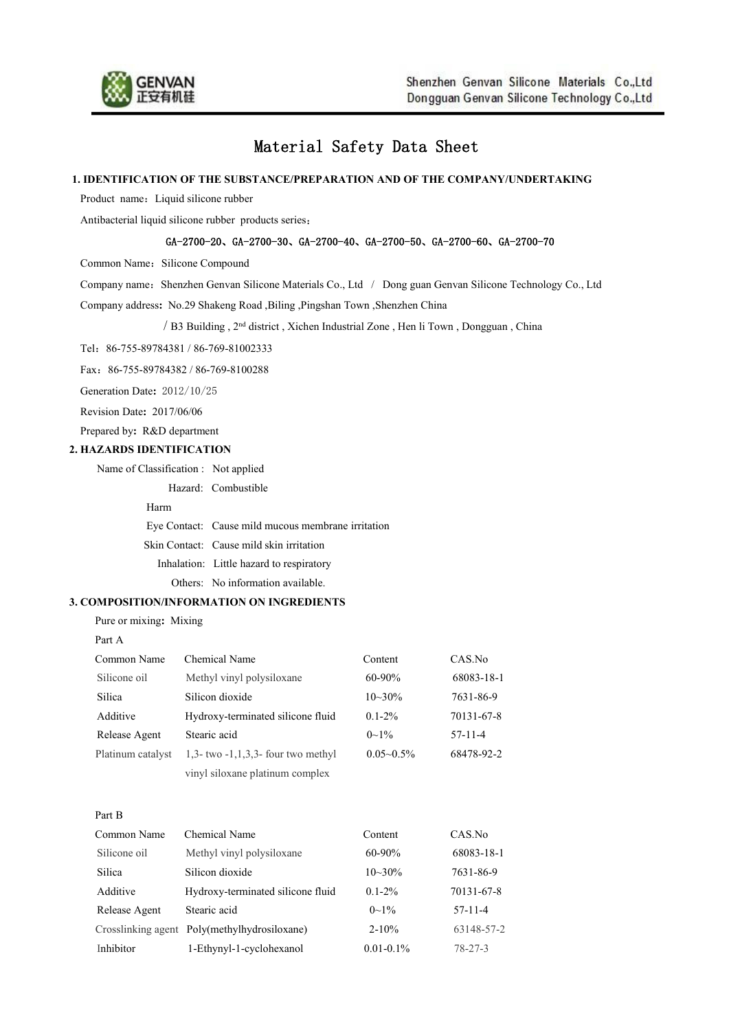# Material Safety Data Sheet

## 1. IDENTIFICATION OF THE SUBSTANCE/PREPARATION AND OF THE COMPANY/UNDERTAKING

Product name：Liquid silicone rubber

Antibacterial liquid silicone rubber products series：

GA-2700-20、GA-2700-30、GA-2700-40、GA-2700-50、GA-2700-60、GA-2700-70

Common Name：Silicone Compound

Company name：Shenzhen Genvan Silicone Materials Co., Ltd / Dong guan Genvan Silicone Technology Co., Ltd

Company address**:** No.29 Shakeng Road ,Biling ,Pingshan Town ,Shenzhen China

/ B3 Building , 2nd district , Xichen Industrial Zone , Hen li Town , Dongguan , China

Tel：86-755-89784381 / 86-769-81002333

Fax：86-755-89784382 / 86-769-8100288

Generation Date**:** 2012/10/25

Revision Date**:** 2017/06/06

Prepared by**:** R&D department

## 2. HAZARDS IDENTIFICATION

Name of Classification : Not applied

Hazard: Combustible

Harm

Eye Contact: Cause mild mucous membrane irritation

Skin Contact: Cause mild skin irritation

Inhalation: Little hazard to respiratory

Others: No information available.

## 3. COMPOSITION/INFORMATION ON INGREDIENTS

Pure or mixing**:** Mixing

Part A

| Common Name | Chemical Name | Content | CAS.No |
| --- | --- | --- | --- |
| Silicone oil | Methyl vinyl polysiloxane | 60-90% | 68083-18-1 |
| Silica | Silicon dioxide | 10~30% | 7631-86-9 |
| Additive | Hydroxy-terminated silicone fluid | 0.1-2% | 70131-67-8 |
| Release Agent | Stearic acid | 0~1% | 57-11-4 |
| Platinum catalyst | 1,3- two -1,1,3,3- four two methyl vinyl siloxane platinum complex | 0.05~0.5% | 68478-92-2 |

Part B

| Common Name | Chemical Name | Content | CAS.No |
| --- | --- | --- | --- |
| Silicone oil | Methyl vinyl polysiloxane | 60-90% | 68083-18-1 |
| Silica | Silicon dioxide | 10~30% | 7631-86-9 |
| Additive | Hydroxy-terminated silicone fluid | 0.1-2% | 70131-67-8 |
| Release Agent | Stearic acid | 0~1% | 57-11-4 |
| Crosslinking agent | Poly(methylhydrosiloxane) | 2-10% | 63148-57-2 |
| Inhibitor | 1-Ethynyl-1-cyclohexanol | 0.01-0.1% | 78-27-3 |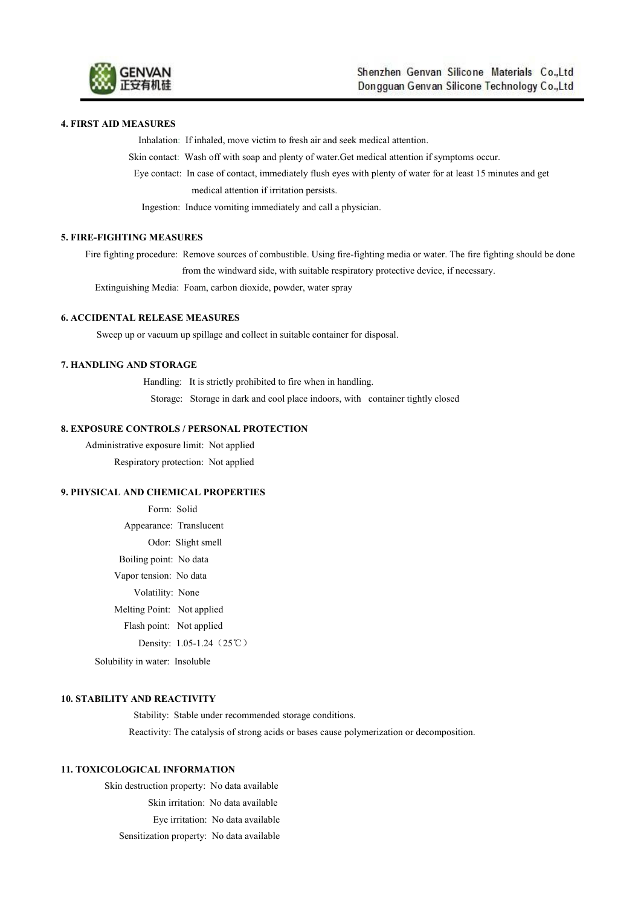## 4. FIRST AID MEASURES

Inhalation: If inhaled, move victim to fresh air and seek medical attention.

Skin contact: Wash off with soap and plenty of water.Get medical attention if symptoms occur.

Eye contact: In case of contact, immediately flush eyes with plenty of water for at least 15 minutes and get medical attention if irritation persists.

Ingestion: Induce vomiting immediately and call a physician.

## 5. FIRE-FIGHTING MEASURES

Fire fighting procedure: Remove sources of combustible. Using fire-fighting media or water. The fire fighting should be done from the windward side, with suitable respiratory protective device, if necessary.

Extinguishing Media: Foam, carbon dioxide, powder, water spray

## 6. ACCIDENTAL RELEASE MEASURES

Sweep up or vacuum up spillage and collect in suitable container for disposal.

## 7. HANDLING AND STORAGE

Handling: It is strictly prohibited to fire when in handling.

Storage: Storage in dark and cool place indoors, with container tightly closed

## 8. EXPOSURE CONTROLS / PERSONAL PROTECTION

Administrative exposure limit: Not applied

Respiratory protection: Not applied

## 9. PHYSICAL AND CHEMICAL PROPERTIES

Form: Solid

Appearance: Translucent

Odor: Slight smell

Boiling point: No data

Vapor tension: No data

Volatility: None

Melting Point: Not applied

Flash point: Not applied

Density: 1.05-1.24（25℃）

Solubility in water: Insoluble

## 10. STABILITY AND REACTIVITY

Stability: Stable under recommended storage conditions.

Reactivity: The catalysis of strong acids or bases cause polymerization or decomposition.

## 11. TOXICOLOGICAL INFORMATION

Skin destruction property: No data available

Skin irritation: No data available

Eye irritation: No data available

Sensitization property: No data available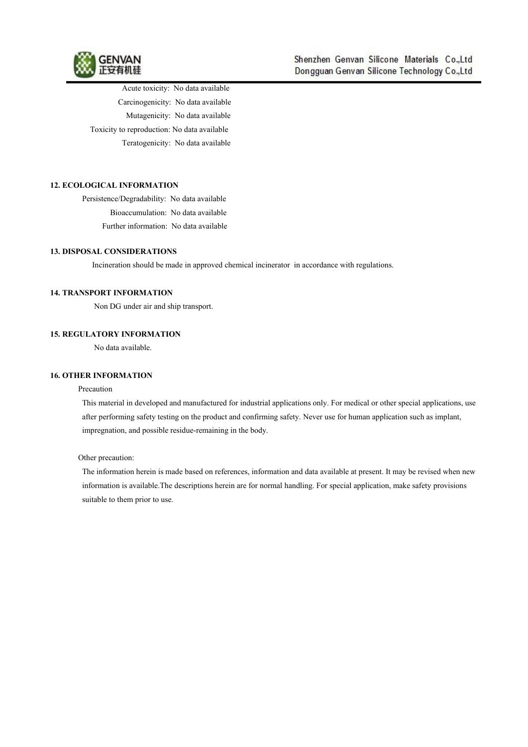Acute toxicity: No data available

Carcinogenicity: No data available

Mutagenicity: No data available

Toxicity to reproduction: No data available

Teratogenicity: No data available

**12. ECOLOGICAL INFORMATION**

Persistence/Degradability: No data available

Bioaccumulation: No data available

Further information: No data available

**13. DISPOSAL CONSIDERATIONS**

Incineration should be made in approved chemical incinerator in accordance with regulations.

**14. TRANSPORT INFORMATION**

Non DG under air and ship transport.

**15. REGULATORY INFORMATION**

No data available.

**16. OTHER INFORMATION**

Precaution

This material in developed and manufactured for industrial applications only. For medical or other special applications, use after performing safety testing on the product and confirming safety. Never use for human application such as implant, impregnation, and possible residue-remaining in the body.

Other precaution:

The information herein is made based on references, information and data available at present. It may be revised when new information is available.The descriptions herein are for normal handling. For special application, make safety provisions suitable to them prior to use.